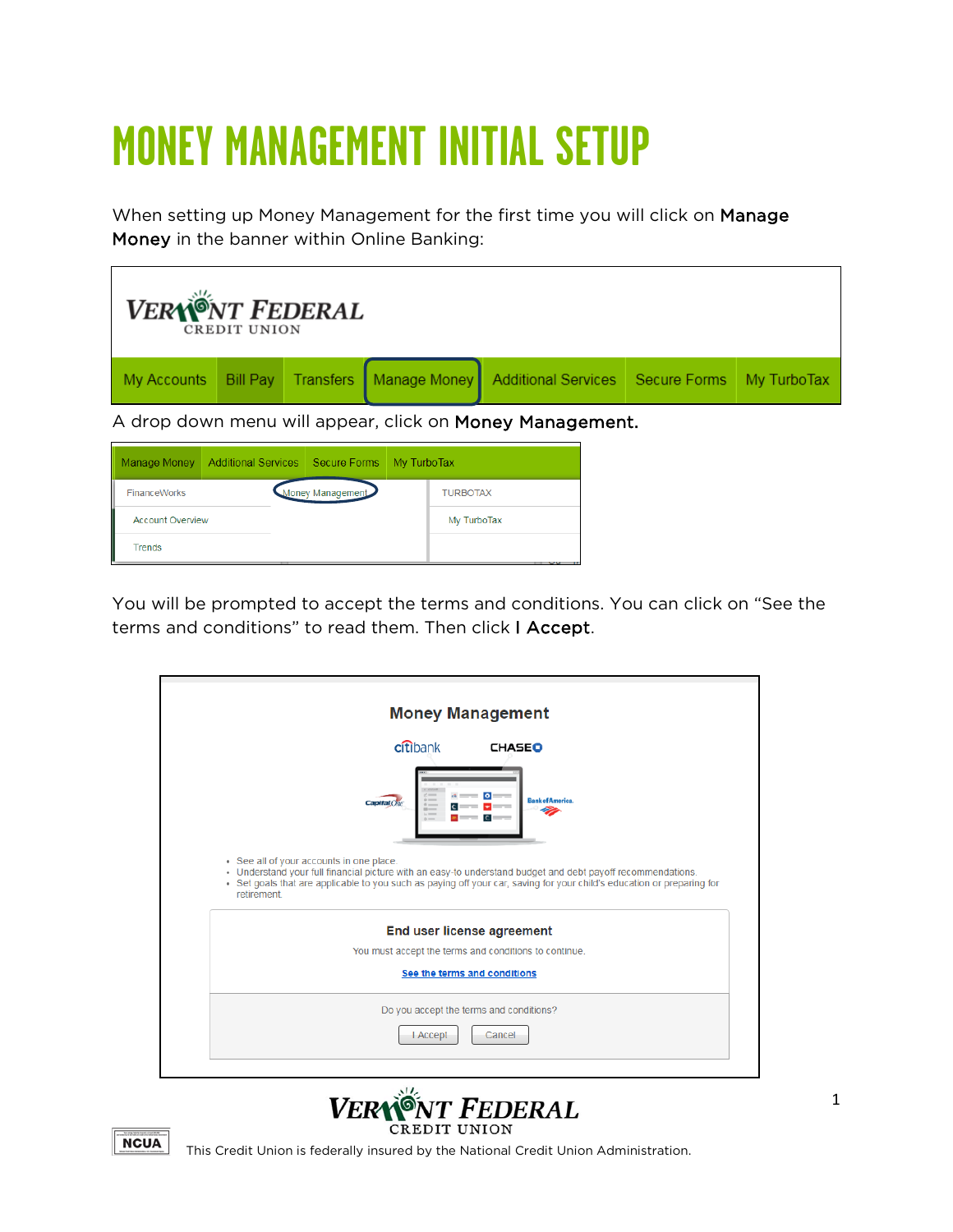# MONEY MANAGEMENT INITIAL SETUP

When setting up Money Management for the first time you will click on **Manage Money** in the banner within Online Banking:

A drop down menu will appear, click on **Money Management.**

You will be prompted to accept the terms and conditions. You can click on "See the terms and conditions" to read them. Then click **I Accept**.

This Credit Union is federally insured by the National Credit Union Administration.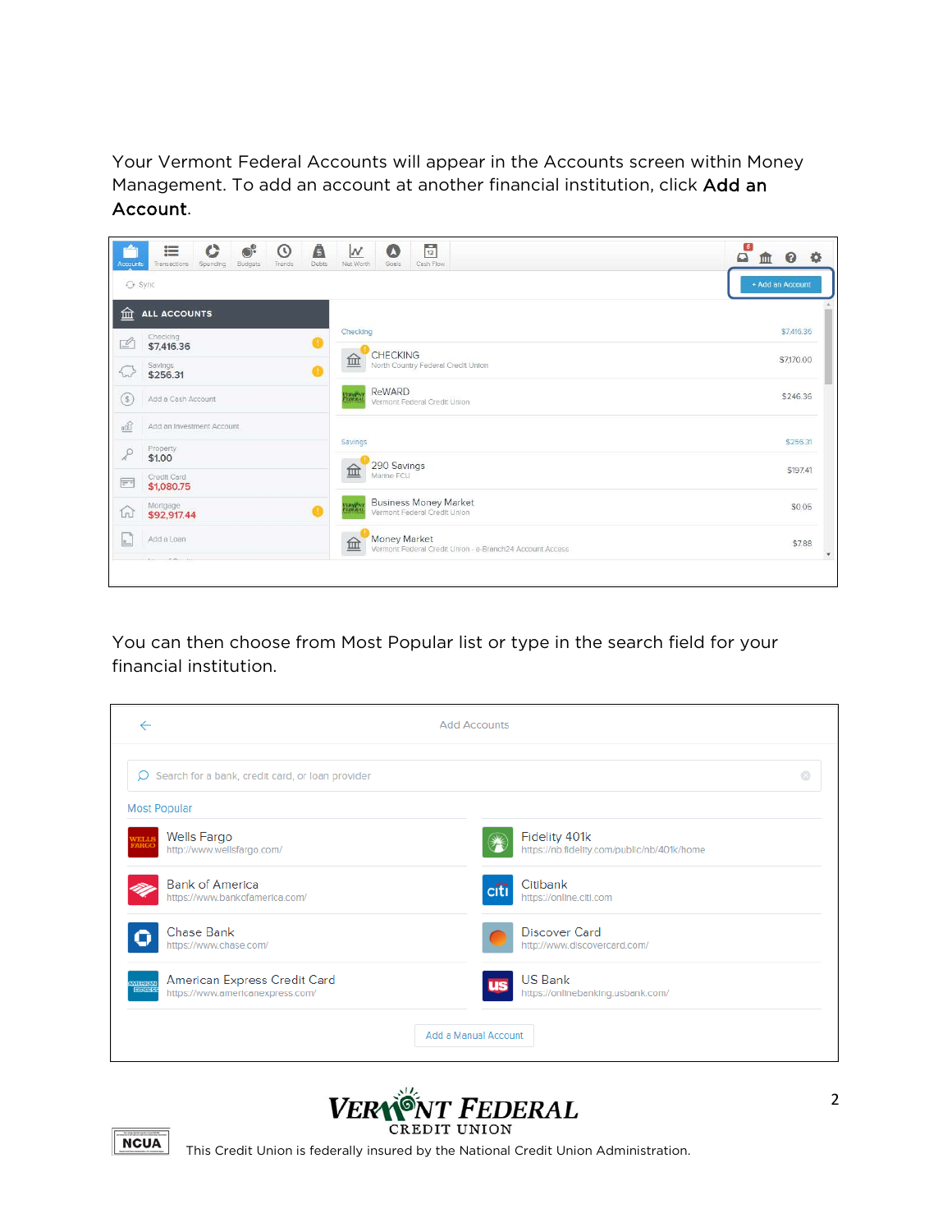Your Vermont Federal Accounts will appear in the Accounts screen within Money Management. To add an account at another financial institution, click **Add an Account**.

You can then choose from Most Popular list or type in the search field for your financial institution.

This Credit Union is federally insured by the National Credit Union Administration.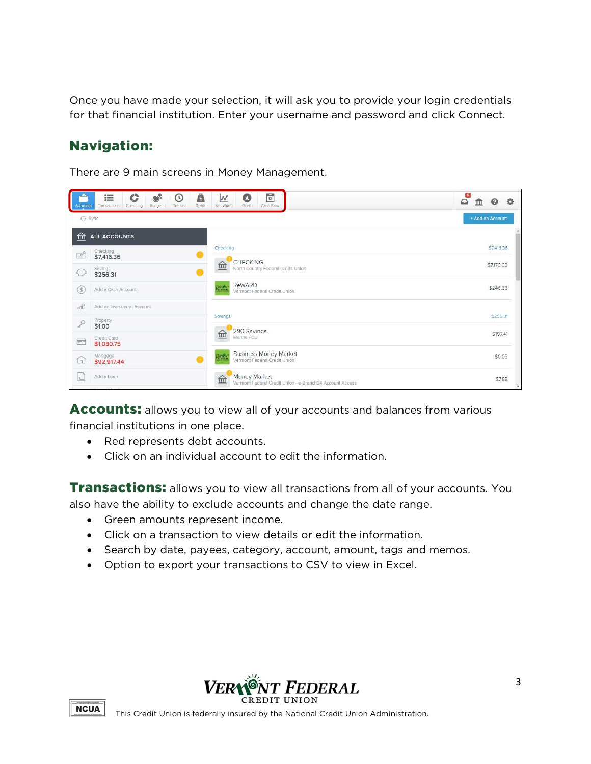Once you have made your selection, it will ask you to provide your login credentials for that financial institution. Enter your username and password and click Connect.

## Navigation:

There are 9 main screens in Money Management.

**Accounts:** allows you to view all of your accounts and balances from various financial institutions in one place.

- Red represents debt accounts.
- Click on an individual account to edit the information.

**Transactions:** allows you to view all transactions from all of your accounts. You also have the ability to exclude accounts and change the date range.

- Green amounts represent income.
- Click on a transaction to view details or edit the information.
- Search by date, payees, category, account, amount, tags and memos.
- Option to export your transactions to CSV to view in Excel.

This Credit Union is federally insured by the National Credit Union Administration.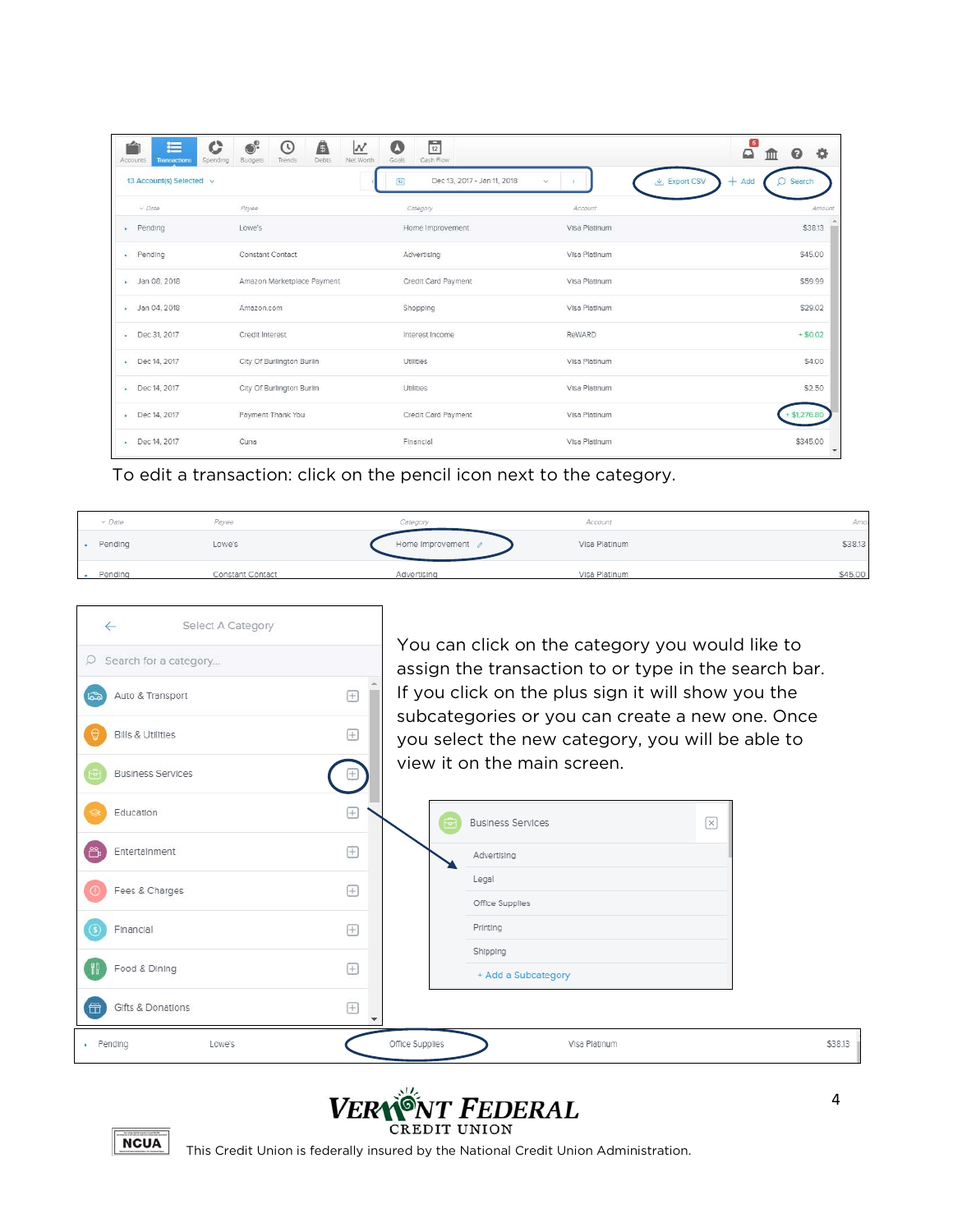| Date | Payee | Category | Account | Amount |
|---|---|---|---|---|
| Pending | Lowe's | Home Improvement | Visa Platinum | $38.13 |
| Pending | Constant Contact | Advertising | Visa Platinum | $45.00 |
| Jan 08, 2018 | Amazon Marketplace Payment | Credit Card Payment | Visa Platinum | $59.99 |
| Jan 04, 2018 | Amazon.com | Shopping | Visa Platinum | $29.02 |
| Dec 31, 2017 | Credit Interest | Interest Income | ReWARD | + $0.02 |
| Dec 14, 2017 | City Of Burlington Burlin | Utilities | Visa Platinum | $4.00 |
| Dec 14, 2017 | City Of Burlington Burlin | Utilities | Visa Platinum | $2.50 |
| Dec 14, 2017 | Payment Thank You | Credit Card Payment | Visa Platinum | + $1,276.80 |
| Dec 14, 2017 | Cuna | Financial | Visa Platinum | $345.00 |

To edit a transaction: click on the pencil icon next to the category.

| Date | Payee | Category | Account | Amount |
|---|---|---|---|---|
| Pending | Lowe's | Home Improvement | Visa Platinum | $38.13 |
| Pending | Constant Contact | Advertising | Visa Platinum | $45.00 |

Select A Category

Search for a category...

- Auto & Transport
- Bills & Utilities
- Business Services
- Education
- Entertainment
- Fees & Charges
- Financial
- Food & Dining
- Gifts & Donations

You can click on the category you would like to assign the transaction to or type in the search bar. If you click on the plus sign it will show you the subcategories or you can create a new one. Once you select the new category, you will be able to view it on the main screen.

Business Services

- Advertising
- Legal
- Office Supplies
- Printing
- Shipping
- + Add a Subcategory

| Pending | Lowe's | Office Supplies | Visa Platinum | $38.13 |
|---|---|---|---|---|

This Credit Union is federally insured by the National Credit Union Administration.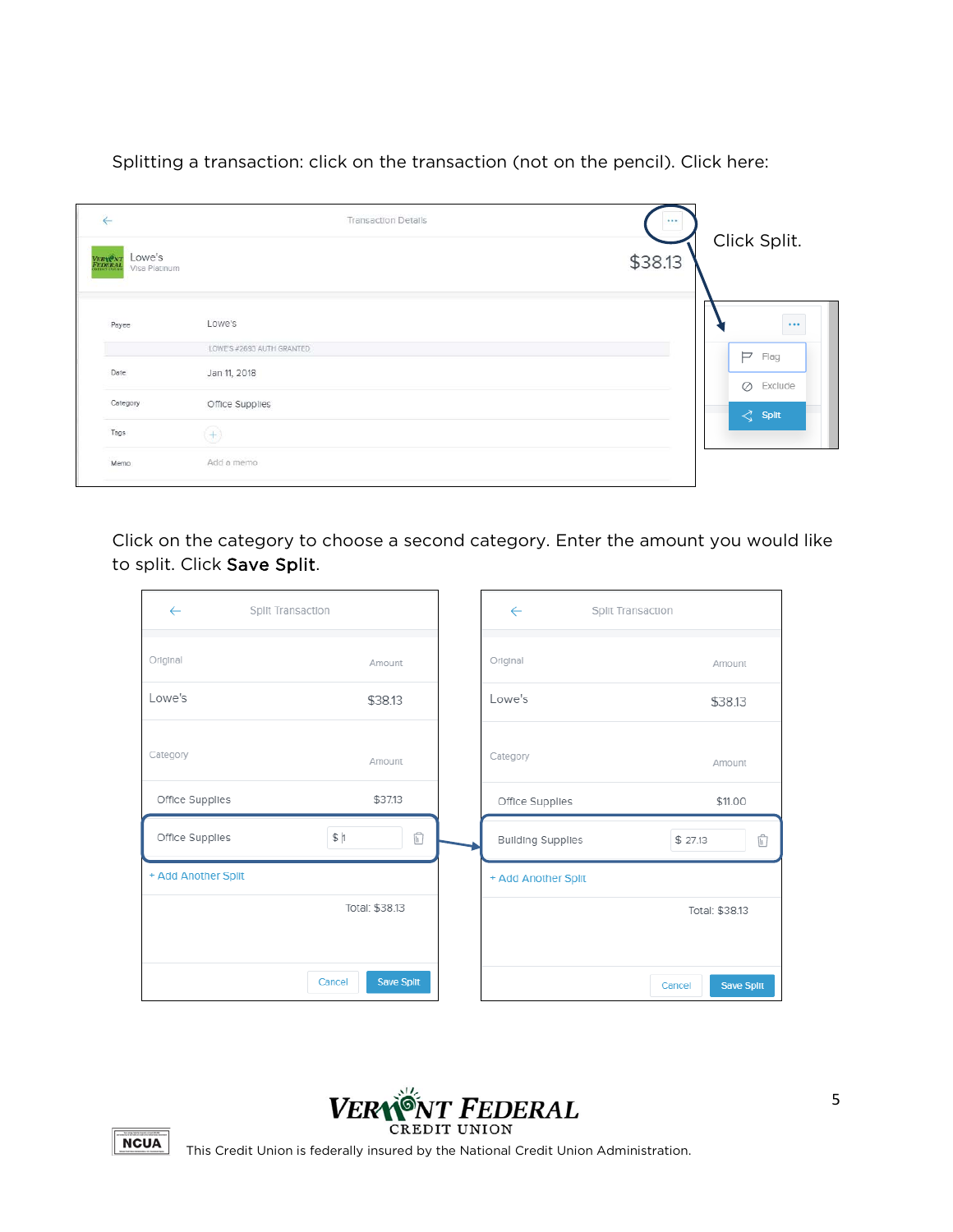Splitting a transaction: click on the transaction (not on the pencil). Click here:

Click Split.

Click on the category to choose a second category. Enter the amount you would like to split. Click **Save Split**.

This Credit Union is federally insured by the National Credit Union Administration.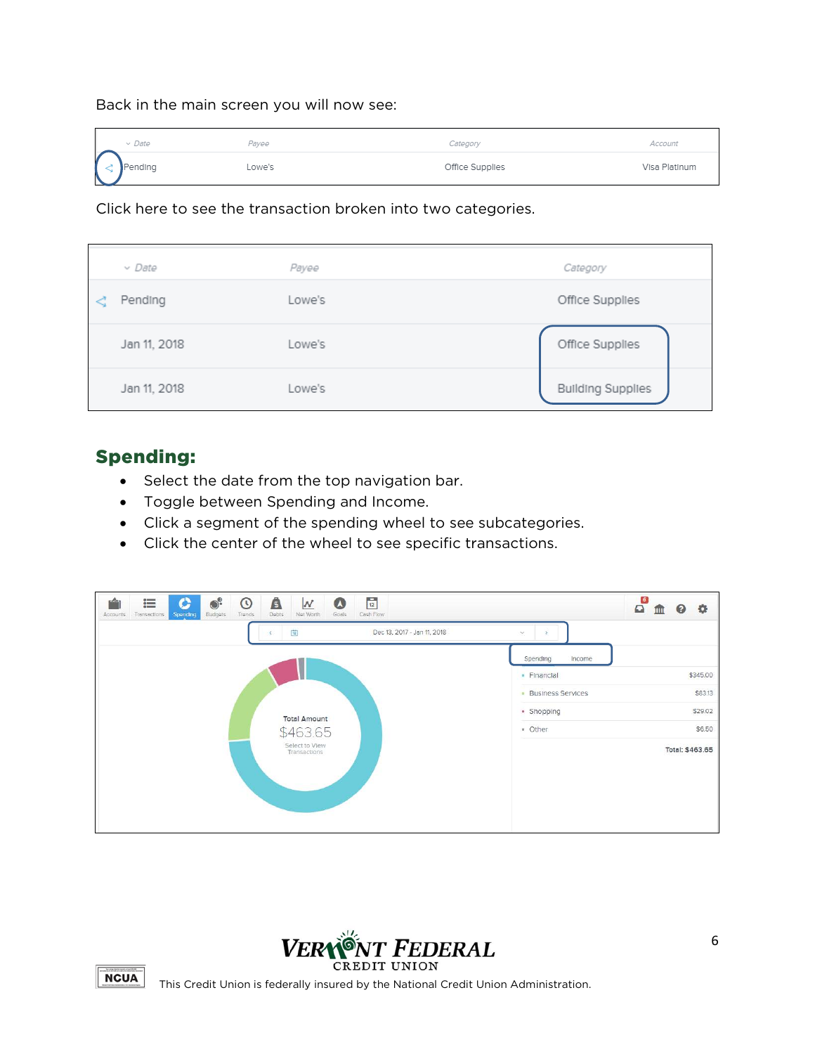Back in the main screen you will now see:

| Date | Payee | Category | Account |
| --- | --- | --- | --- |
| Pending | Lowe's | Office Supplies | Visa Platinum |

Click here to see the transaction broken into two categories.

| Date | Payee | Category |
| --- | --- | --- |
| Pending | Lowe's | Office Supplies |
| Jan 11, 2018 | Lowe's | Office Supplies |
| Jan 11, 2018 | Lowe's | Building Supplies |

## Spending:

- Select the date from the top navigation bar.
- Toggle between Spending and Income.
- Click a segment of the spending wheel to see subcategories.
- Click the center of the wheel to see specific transactions.

Dec 13, 2017 - Jan 11, 2018

Spending | Income

| Category | Amount |
| --- | --- |
| Financial | $345.00 |
| Business Services | $83.13 |
| Shopping | $29.02 |
| Other | $6.50 |
| | Total: $463.65 |

Total Amount
$463.65
Select to View Transactions

This Credit Union is federally insured by the National Credit Union Administration.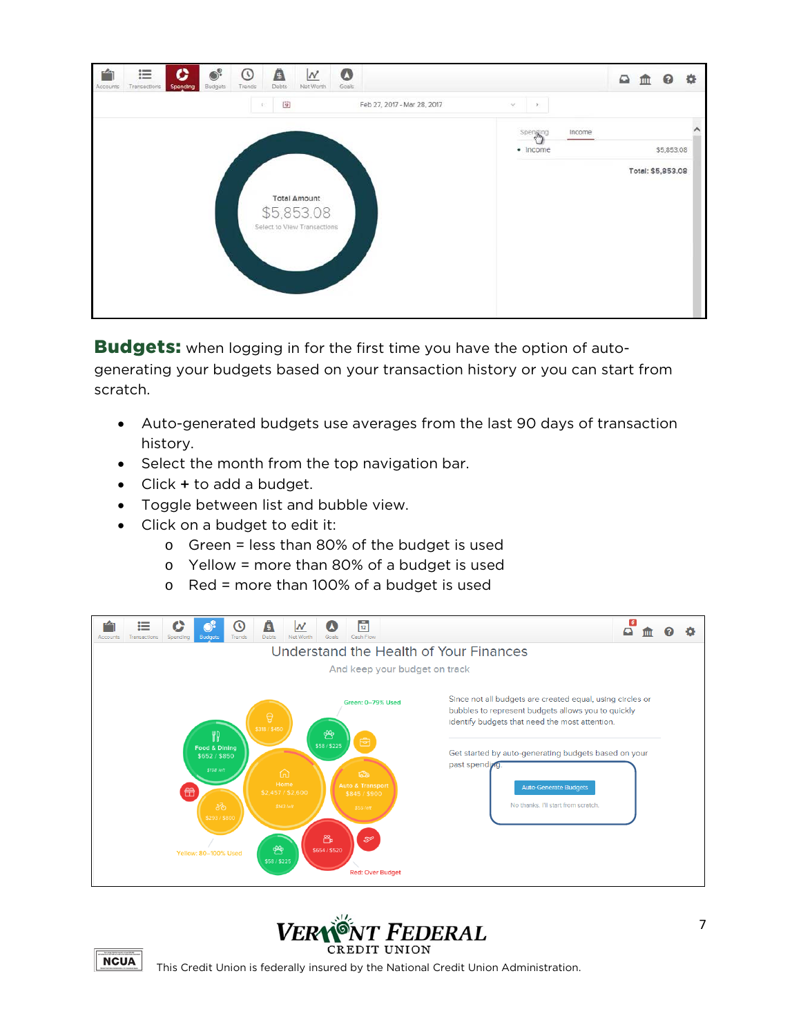**Budgets:** when logging in for the first time you have the option of auto-generating your budgets based on your transaction history or you can start from scratch.

- Auto-generated budgets use averages from the last 90 days of transaction history.
- Select the month from the top navigation bar.
- Click **+** to add a budget.
- Toggle between list and bubble view.
- Click on a budget to edit it:
  - Green = less than 80% of the budget is used
  - Yellow = more than 80% of a budget is used
  - Red = more than 100% of a budget is used

This Credit Union is federally insured by the National Credit Union Administration.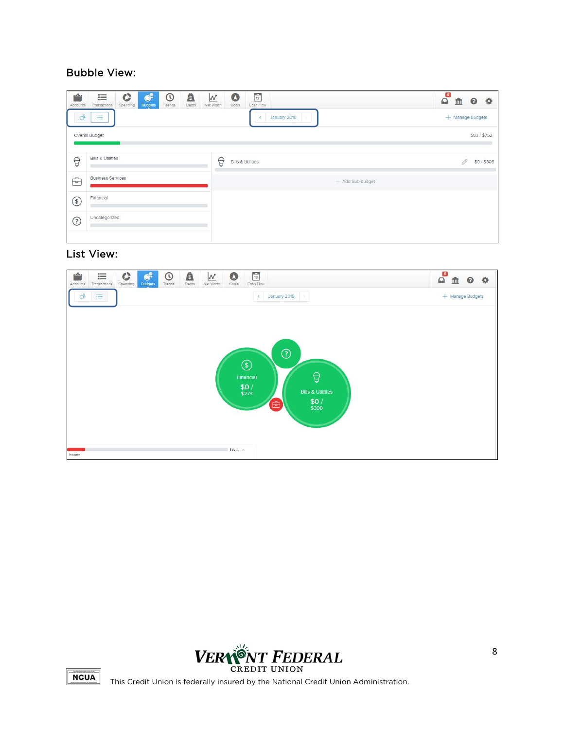Bubble View:

List View:

This Credit Union is federally insured by the National Credit Union Administration.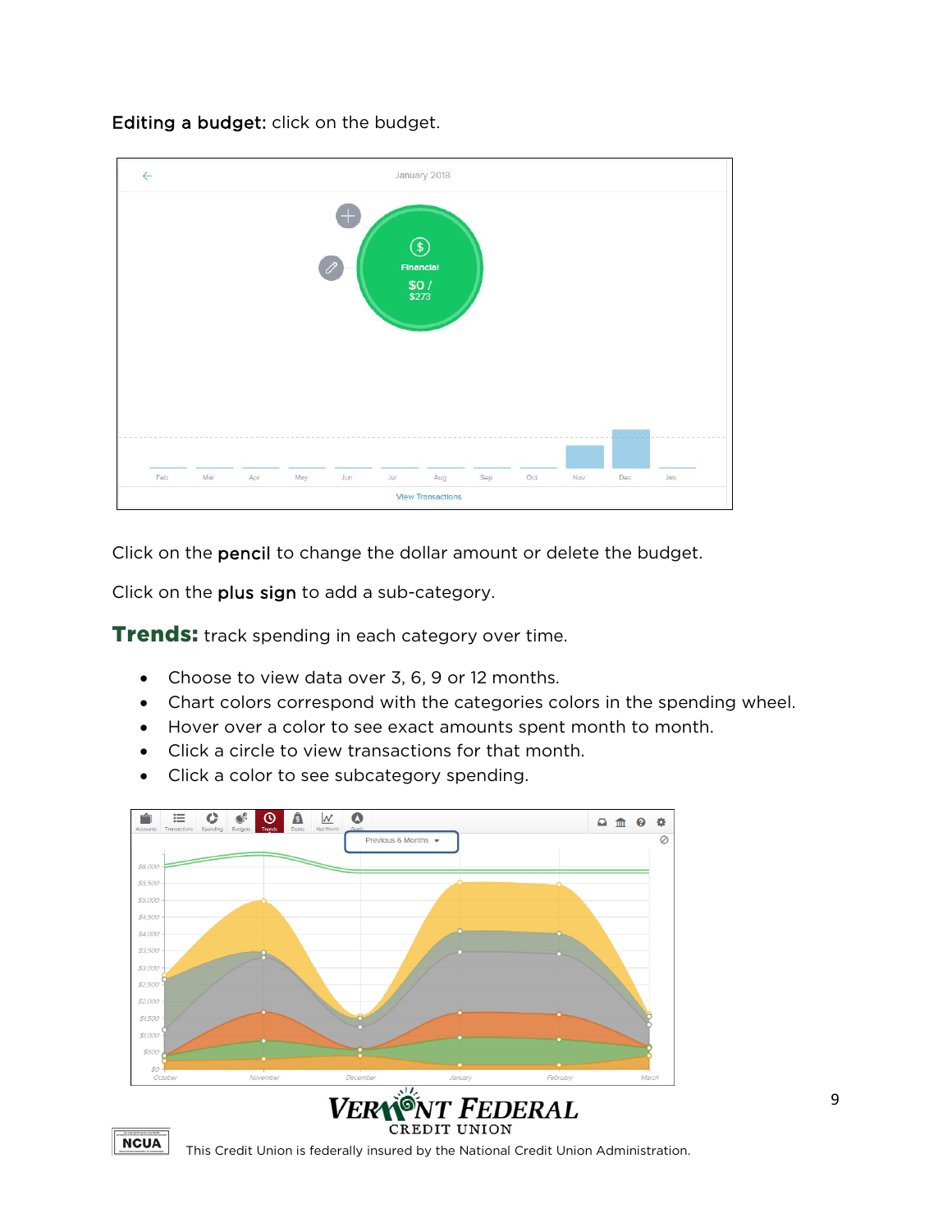**Editing a budget:** click on the budget.

Click on the **pencil** to change the dollar amount or delete the budget.

Click on the **plus sign** to add a sub-category.

**Trends:** track spending in each category over time.

- Choose to view data over 3, 6, 9 or 12 months.
- Chart colors correspond with the categories colors in the spending wheel.
- Hover over a color to see exact amounts spent month to month.
- Click a circle to view transactions for that month.
- Click a color to see subcategory spending.

This Credit Union is federally insured by the National Credit Union Administration.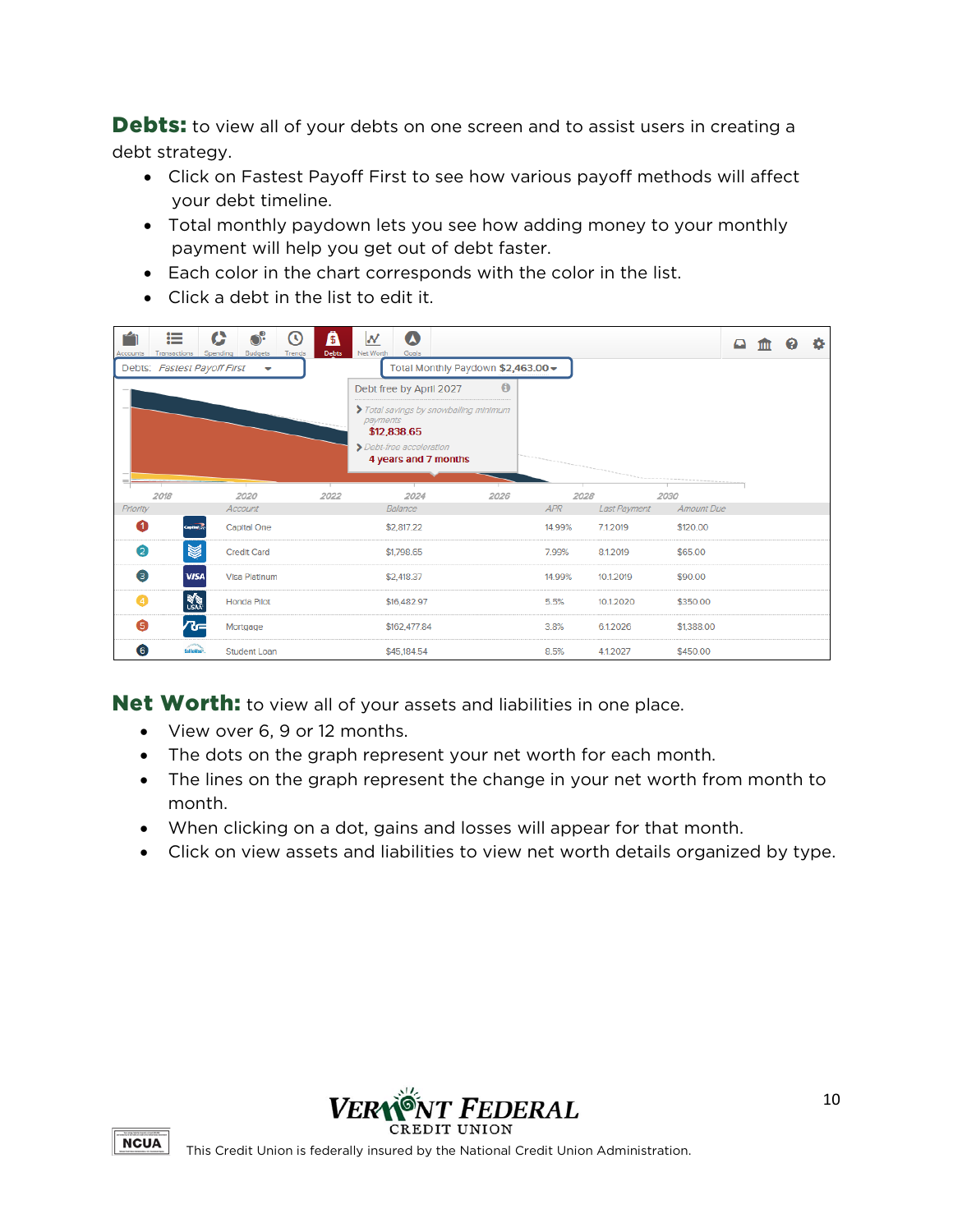**Debts:** to view all of your debts on one screen and to assist users in creating a debt strategy.

- Click on Fastest Payoff First to see how various payoff methods will affect your debt timeline.
- Total monthly paydown lets you see how adding money to your monthly payment will help you get out of debt faster.
- Each color in the chart corresponds with the color in the list.
- Click a debt in the list to edit it.

Debts: *Fastest Payoff First*

Total Monthly Paydown **$2,463.00**

Debt free by April 2027

*Total savings by snowballing minimum payments*
$12,838.65

*Debt-free acceleration*
**4 years and 7 months**

| Priority | | Account | Balance | APR | Last Payment | Amount Due |
|---|---|---|---|---|---|---|
| 1 | | Capital One | $2,817.22 | 14.99% | 7.1.2019 | $120.00 |
| 2 | | Credit Card | $1,798.65 | 7.99% | 8.1.2019 | $65.00 |
| 3 | | Visa Platinum | $2,418.37 | 14.99% | 10.1.2019 | $90.00 |
| 4 | | Honda Pilot | $16,482.97 | 5.5% | 10.1.2020 | $350.00 |
| 5 | | Mortgage | $162,477.84 | 3.8% | 6.1.2026 | $1,388.00 |
| 6 | | Student Loan | $45,184.54 | 8.5% | 4.1.2027 | $450.00 |

**Net Worth:** to view all of your assets and liabilities in one place.

- View over 6, 9 or 12 months.
- The dots on the graph represent your net worth for each month.
- The lines on the graph represent the change in your net worth from month to month.
- When clicking on a dot, gains and losses will appear for that month.
- Click on view assets and liabilities to view net worth details organized by type.

This Credit Union is federally insured by the National Credit Union Administration.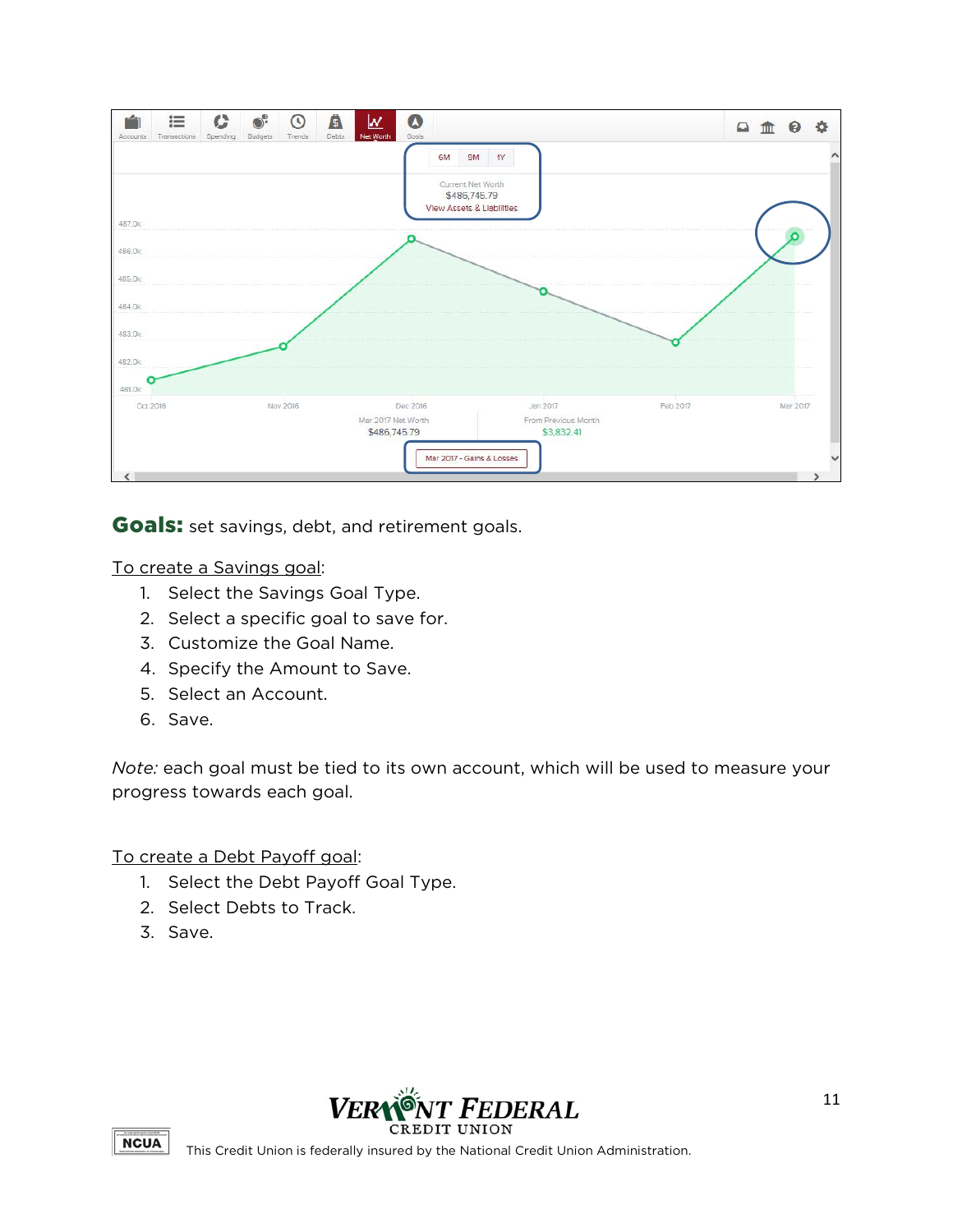**Goals:** set savings, debt, and retirement goals.

To create a Savings goal:

1. Select the Savings Goal Type.
2. Select a specific goal to save for.
3. Customize the Goal Name.
4. Specify the Amount to Save.
5. Select an Account.
6. Save.

*Note:* each goal must be tied to its own account, which will be used to measure your progress towards each goal.

To create a Debt Payoff goal:

1. Select the Debt Payoff Goal Type.
2. Select Debts to Track.
3. Save.

This Credit Union is federally insured by the National Credit Union Administration.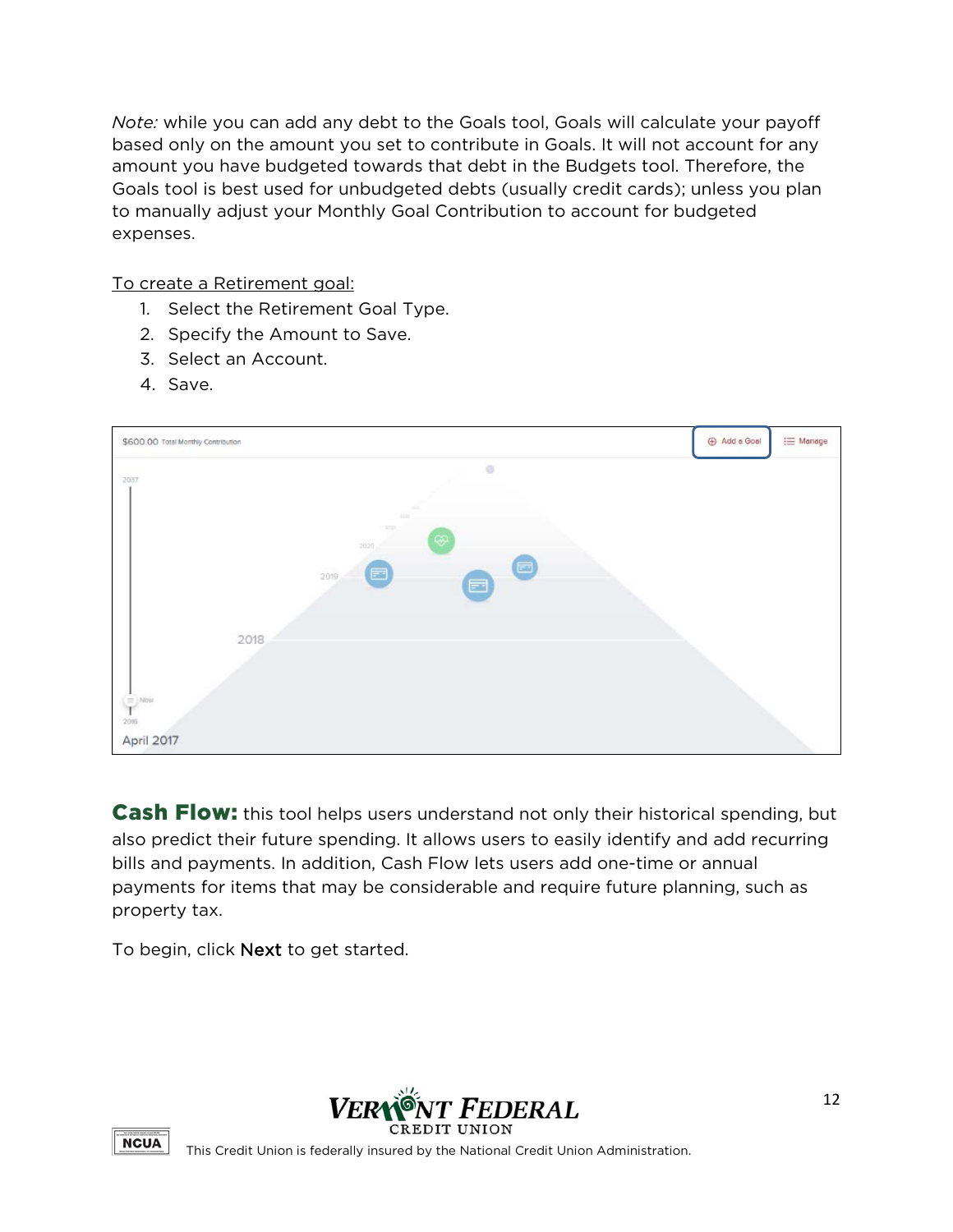*Note:* while you can add any debt to the Goals tool, Goals will calculate your payoff based only on the amount you set to contribute in Goals. It will not account for any amount you have budgeted towards that debt in the Budgets tool. Therefore, the Goals tool is best used for unbudgeted debts (usually credit cards); unless you plan to manually adjust your Monthly Goal Contribution to account for budgeted expenses.

To create a Retirement goal:

1. Select the Retirement Goal Type.
2. Specify the Amount to Save.
3. Select an Account.
4. Save.

**Cash Flow:** this tool helps users understand not only their historical spending, but also predict their future spending. It allows users to easily identify and add recurring bills and payments. In addition, Cash Flow lets users add one-time or annual payments for items that may be considerable and require future planning, such as property tax.

To begin, click **Next** to get started.

This Credit Union is federally insured by the National Credit Union Administration.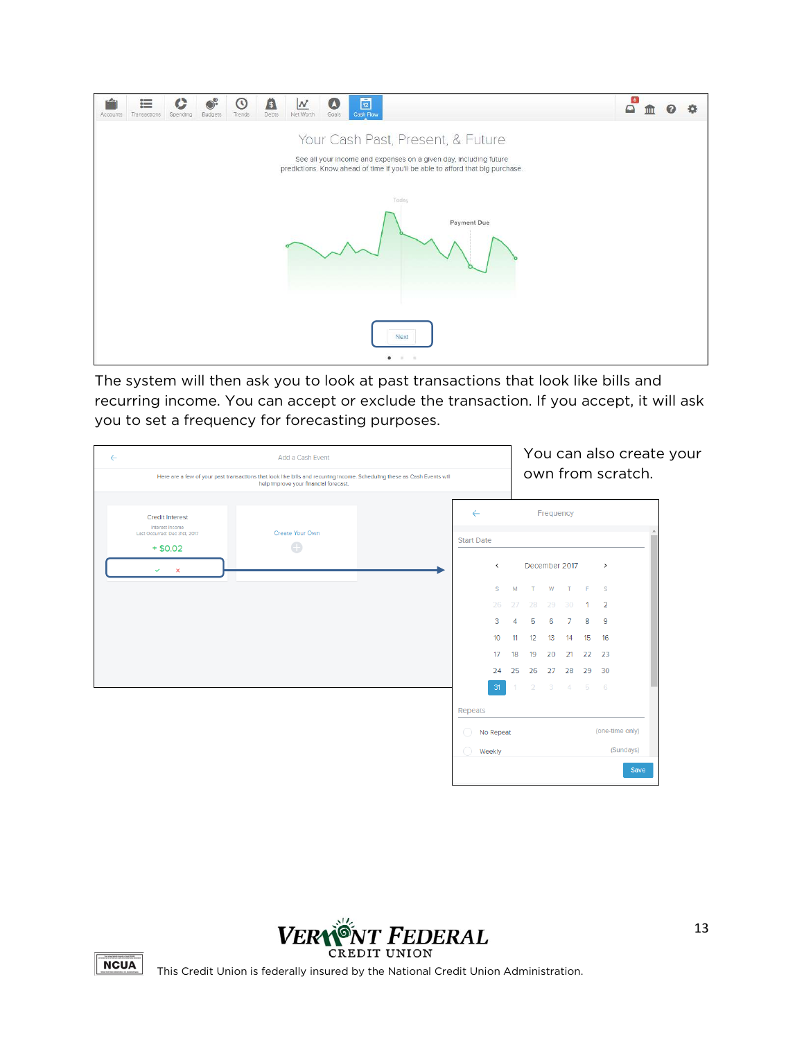The system will then ask you to look at past transactions that look like bills and recurring income. You can accept or exclude the transaction. If you accept, it will ask you to set a frequency for forecasting purposes.

You can also create your own from scratch.

This Credit Union is federally insured by the National Credit Union Administration.